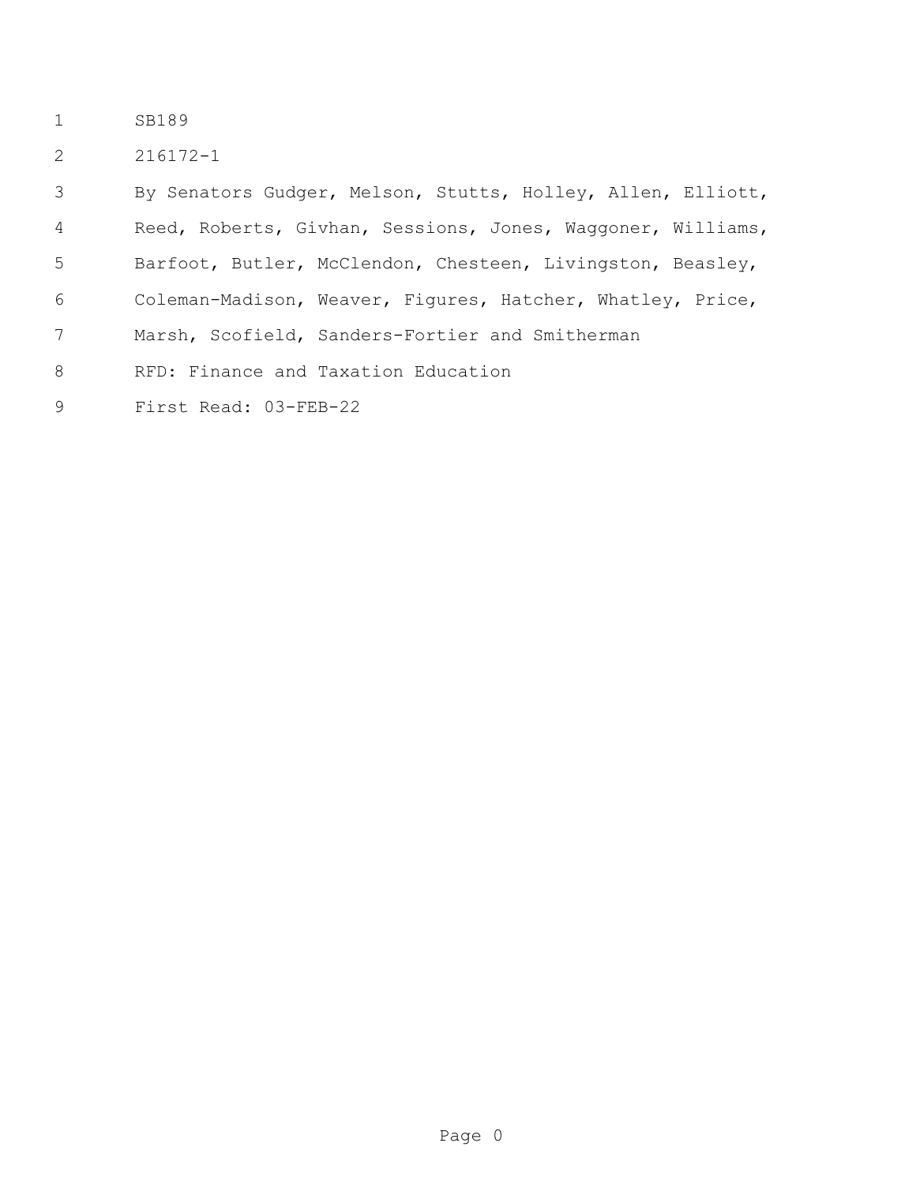SB189

216172-1

By Senators Gudger, Melson, Stutts, Holley, Allen, Elliott, Reed, Roberts, Givhan, Sessions, Jones, Waggoner, Williams, Barfoot, Butler, McClendon, Chesteen, Livingston, Beasley, Coleman-Madison, Weaver, Figures, Hatcher, Whatley, Price, Marsh, Scofield, Sanders-Fortier and Smitherman

RFD: Finance and Taxation Education

First Read: 03-FEB-22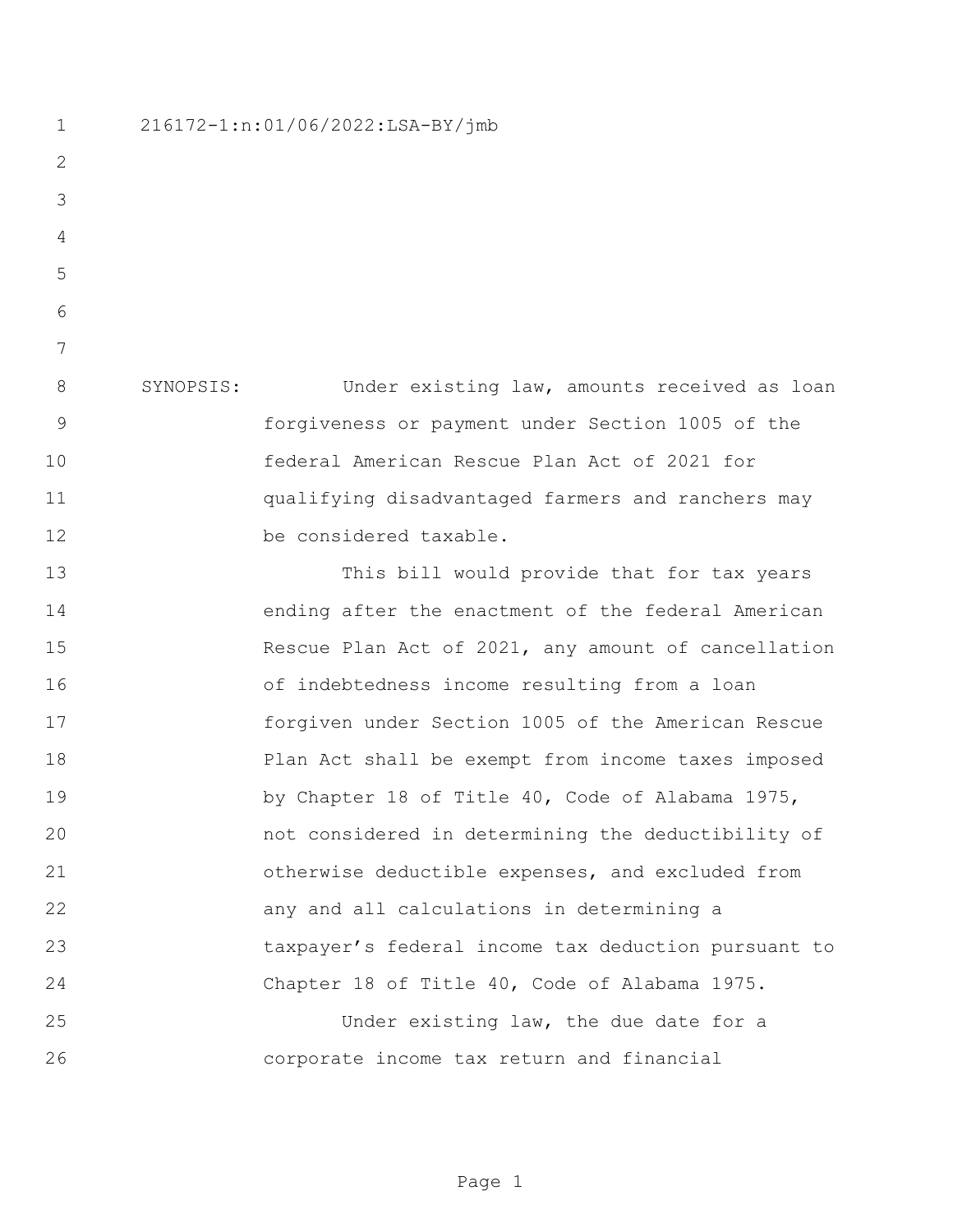216172-1:n:01/06/2022:LSA-BY/jmb

SYNOPSIS: Under existing law, amounts received as loan forgiveness or payment under Section 1005 of the federal American Rescue Plan Act of 2021 for qualifying disadvantaged farmers and ranchers may be considered taxable.

This bill would provide that for tax years ending after the enactment of the federal American Rescue Plan Act of 2021, any amount of cancellation of indebtedness income resulting from a loan forgiven under Section 1005 of the American Rescue Plan Act shall be exempt from income taxes imposed by Chapter 18 of Title 40, Code of Alabama 1975, not considered in determining the deductibility of otherwise deductible expenses, and excluded from any and all calculations in determining a taxpayer's federal income tax deduction pursuant to Chapter 18 of Title 40, Code of Alabama 1975.

Under existing law, the due date for a corporate income tax return and financial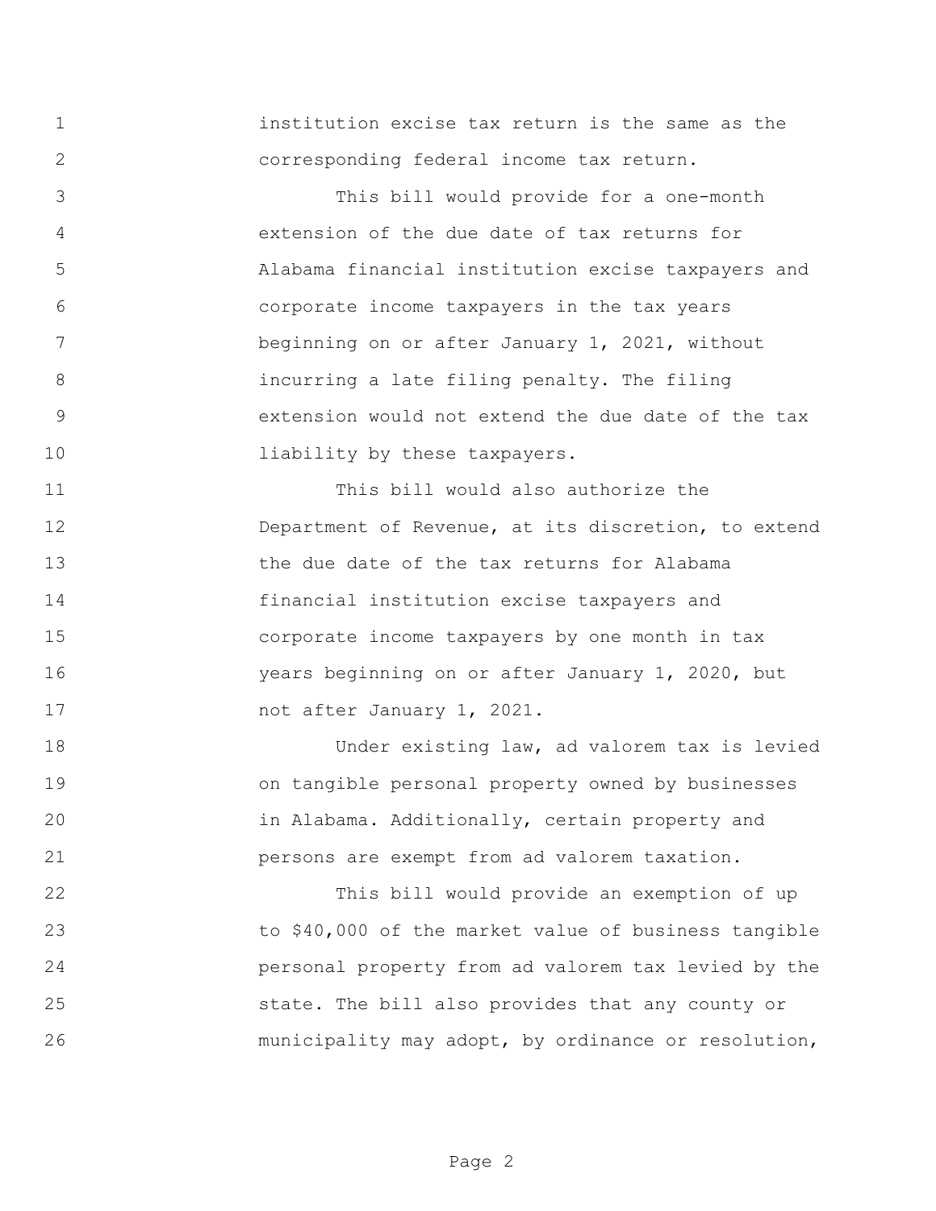institution excise tax return is the same as the corresponding federal income tax return.

This bill would provide for a one-month extension of the due date of tax returns for Alabama financial institution excise taxpayers and corporate income taxpayers in the tax years beginning on or after January 1, 2021, without incurring a late filing penalty. The filing extension would not extend the due date of the tax liability by these taxpayers.

This bill would also authorize the Department of Revenue, at its discretion, to extend the due date of the tax returns for Alabama financial institution excise taxpayers and corporate income taxpayers by one month in tax years beginning on or after January 1, 2020, but not after January 1, 2021.

Under existing law, ad valorem tax is levied on tangible personal property owned by businesses in Alabama. Additionally, certain property and persons are exempt from ad valorem taxation.

This bill would provide an exemption of up to $40,000 of the market value of business tangible personal property from ad valorem tax levied by the state. The bill also provides that any county or municipality may adopt, by ordinance or resolution,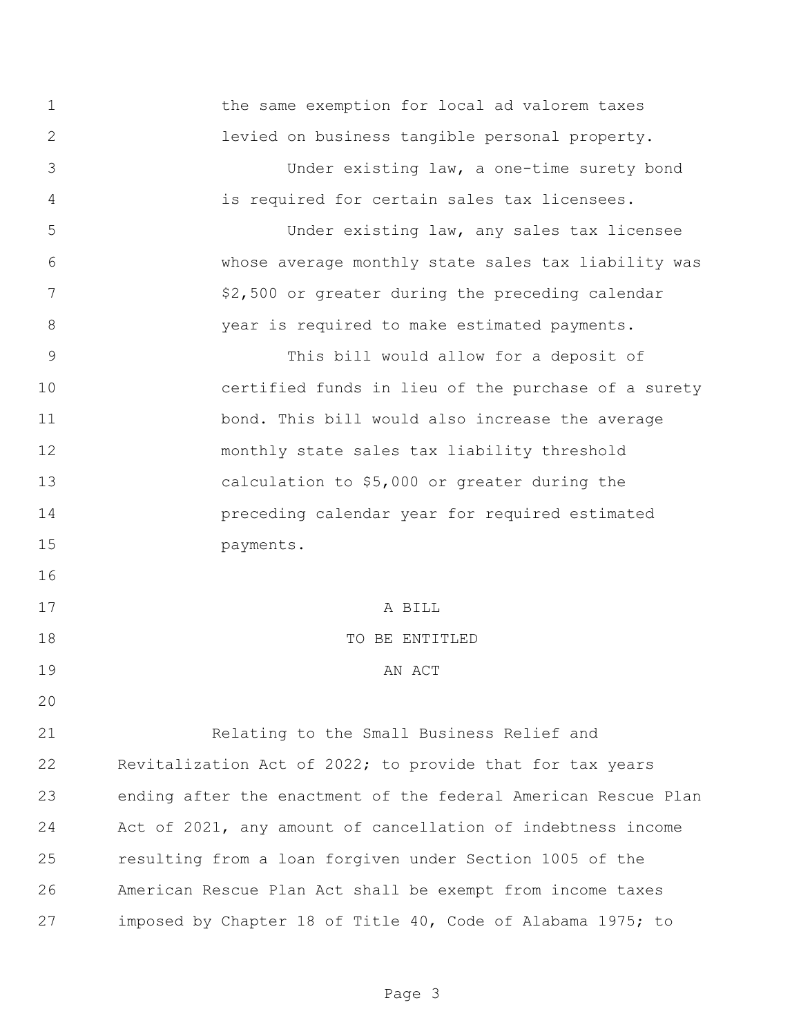the same exemption for local ad valorem taxes levied on business tangible personal property.

Under existing law, a one-time surety bond is required for certain sales tax licensees.

Under existing law, any sales tax licensee whose average monthly state sales tax liability was $2,500 or greater during the preceding calendar year is required to make estimated payments.

This bill would allow for a deposit of certified funds in lieu of the purchase of a surety bond. This bill would also increase the average monthly state sales tax liability threshold calculation to $5,000 or greater during the preceding calendar year for required estimated payments.

A BILL
TO BE ENTITLED
AN ACT

Relating to the Small Business Relief and Revitalization Act of 2022; to provide that for tax years ending after the enactment of the federal American Rescue Plan Act of 2021, any amount of cancellation of indebtness income resulting from a loan forgiven under Section 1005 of the American Rescue Plan Act shall be exempt from income taxes imposed by Chapter 18 of Title 40, Code of Alabama 1975; to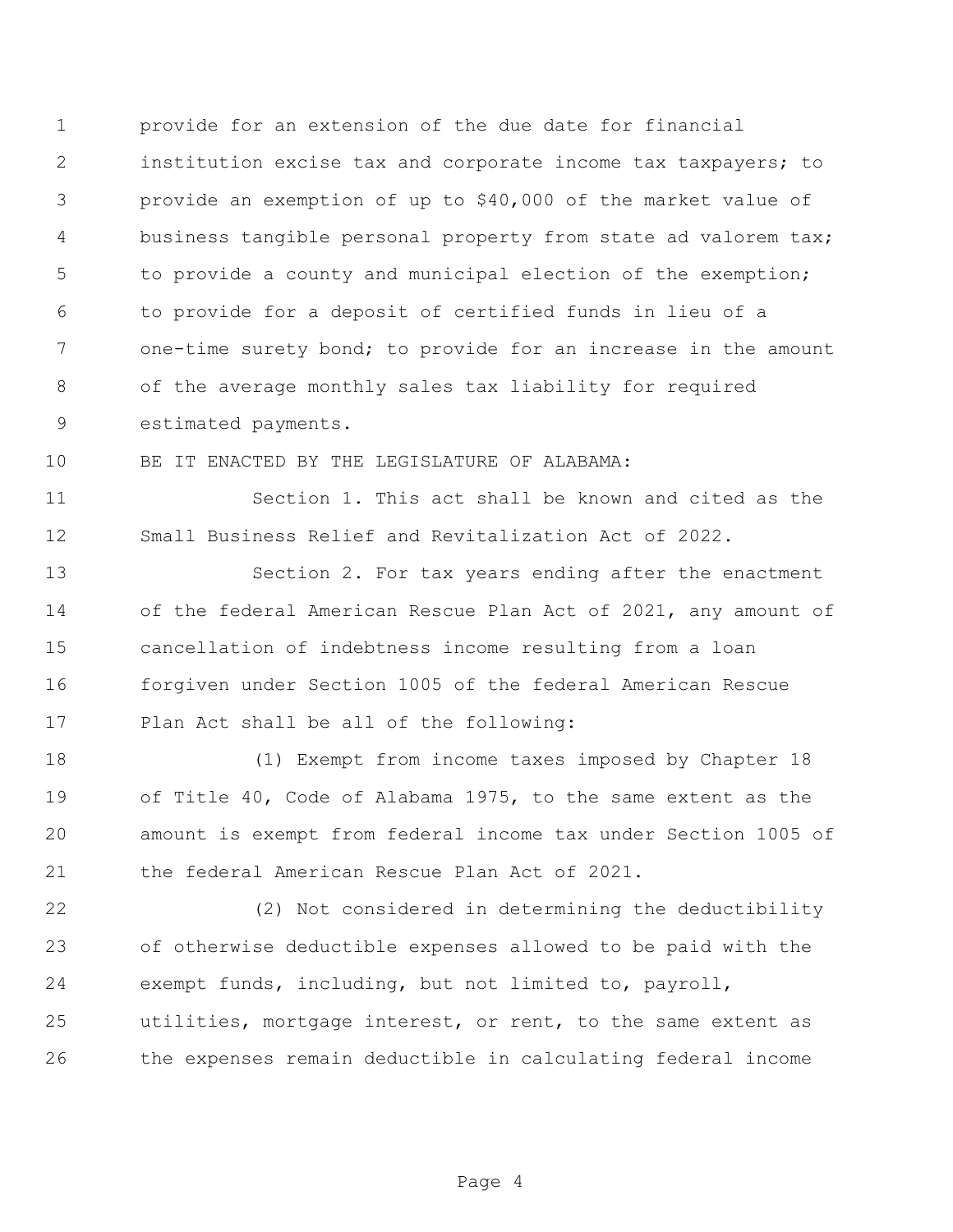provide for an extension of the due date for financial institution excise tax and corporate income tax taxpayers; to provide an exemption of up to $40,000 of the market value of business tangible personal property from state ad valorem tax; to provide a county and municipal election of the exemption; to provide for a deposit of certified funds in lieu of a one-time surety bond; to provide for an increase in the amount of the average monthly sales tax liability for required estimated payments.

BE IT ENACTED BY THE LEGISLATURE OF ALABAMA:

Section 1. This act shall be known and cited as the Small Business Relief and Revitalization Act of 2022.

Section 2. For tax years ending after the enactment of the federal American Rescue Plan Act of 2021, any amount of cancellation of indebtness income resulting from a loan forgiven under Section 1005 of the federal American Rescue Plan Act shall be all of the following:

(1) Exempt from income taxes imposed by Chapter 18 of Title 40, Code of Alabama 1975, to the same extent as the amount is exempt from federal income tax under Section 1005 of the federal American Rescue Plan Act of 2021.

(2) Not considered in determining the deductibility of otherwise deductible expenses allowed to be paid with the exempt funds, including, but not limited to, payroll, utilities, mortgage interest, or rent, to the same extent as the expenses remain deductible in calculating federal income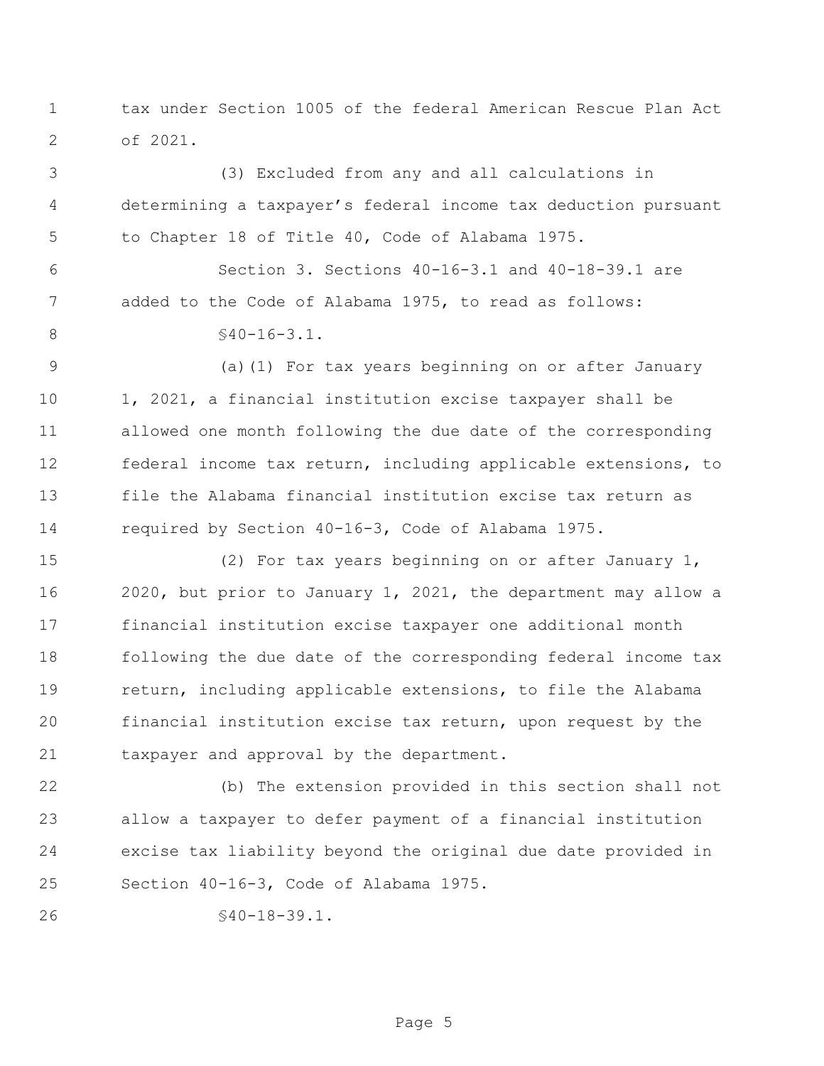tax under Section 1005 of the federal American Rescue Plan Act of 2021.

(3) Excluded from any and all calculations in determining a taxpayer's federal income tax deduction pursuant to Chapter 18 of Title 40, Code of Alabama 1975.

Section 3. Sections 40-16-3.1 and 40-18-39.1 are added to the Code of Alabama 1975, to read as follows:

§40-16-3.1.

(a)(1) For tax years beginning on or after January 1, 2021, a financial institution excise taxpayer shall be allowed one month following the due date of the corresponding federal income tax return, including applicable extensions, to file the Alabama financial institution excise tax return as required by Section 40-16-3, Code of Alabama 1975.

(2) For tax years beginning on or after January 1, 2020, but prior to January 1, 2021, the department may allow a financial institution excise taxpayer one additional month following the due date of the corresponding federal income tax return, including applicable extensions, to file the Alabama financial institution excise tax return, upon request by the taxpayer and approval by the department.

(b) The extension provided in this section shall not allow a taxpayer to defer payment of a financial institution excise tax liability beyond the original due date provided in Section 40-16-3, Code of Alabama 1975.

§40-18-39.1.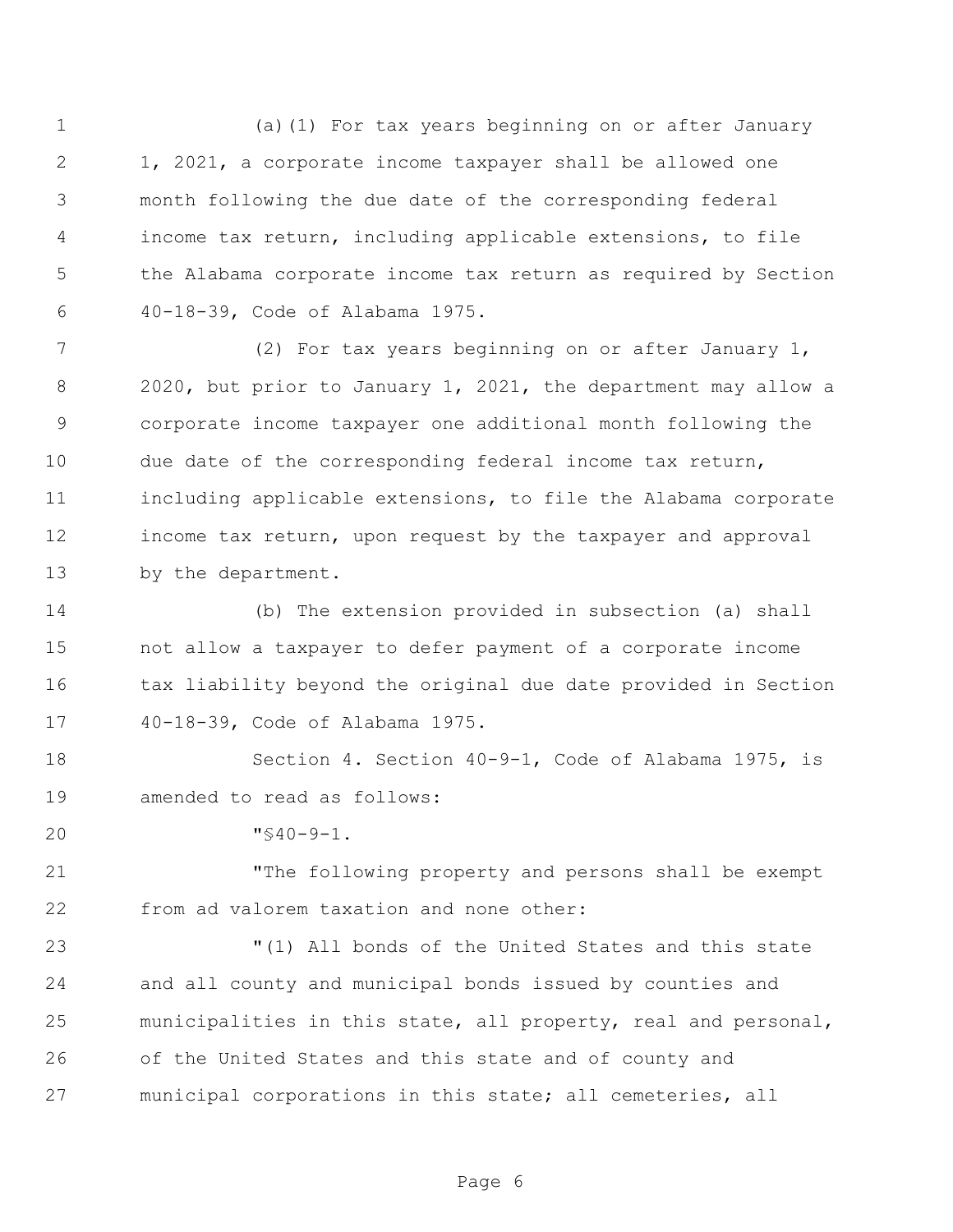(a)(1) For tax years beginning on or after January 1, 2021, a corporate income taxpayer shall be allowed one month following the due date of the corresponding federal income tax return, including applicable extensions, to file the Alabama corporate income tax return as required by Section 40-18-39, Code of Alabama 1975.

(2) For tax years beginning on or after January 1, 2020, but prior to January 1, 2021, the department may allow a corporate income taxpayer one additional month following the due date of the corresponding federal income tax return, including applicable extensions, to file the Alabama corporate income tax return, upon request by the taxpayer and approval by the department.

(b) The extension provided in subsection (a) shall not allow a taxpayer to defer payment of a corporate income tax liability beyond the original due date provided in Section 40-18-39, Code of Alabama 1975.

Section 4. Section 40-9-1, Code of Alabama 1975, is amended to read as follows:

"§40-9-1.

"The following property and persons shall be exempt from ad valorem taxation and none other:

"(1) All bonds of the United States and this state and all county and municipal bonds issued by counties and municipalities in this state, all property, real and personal, of the United States and this state and of county and municipal corporations in this state; all cemeteries, all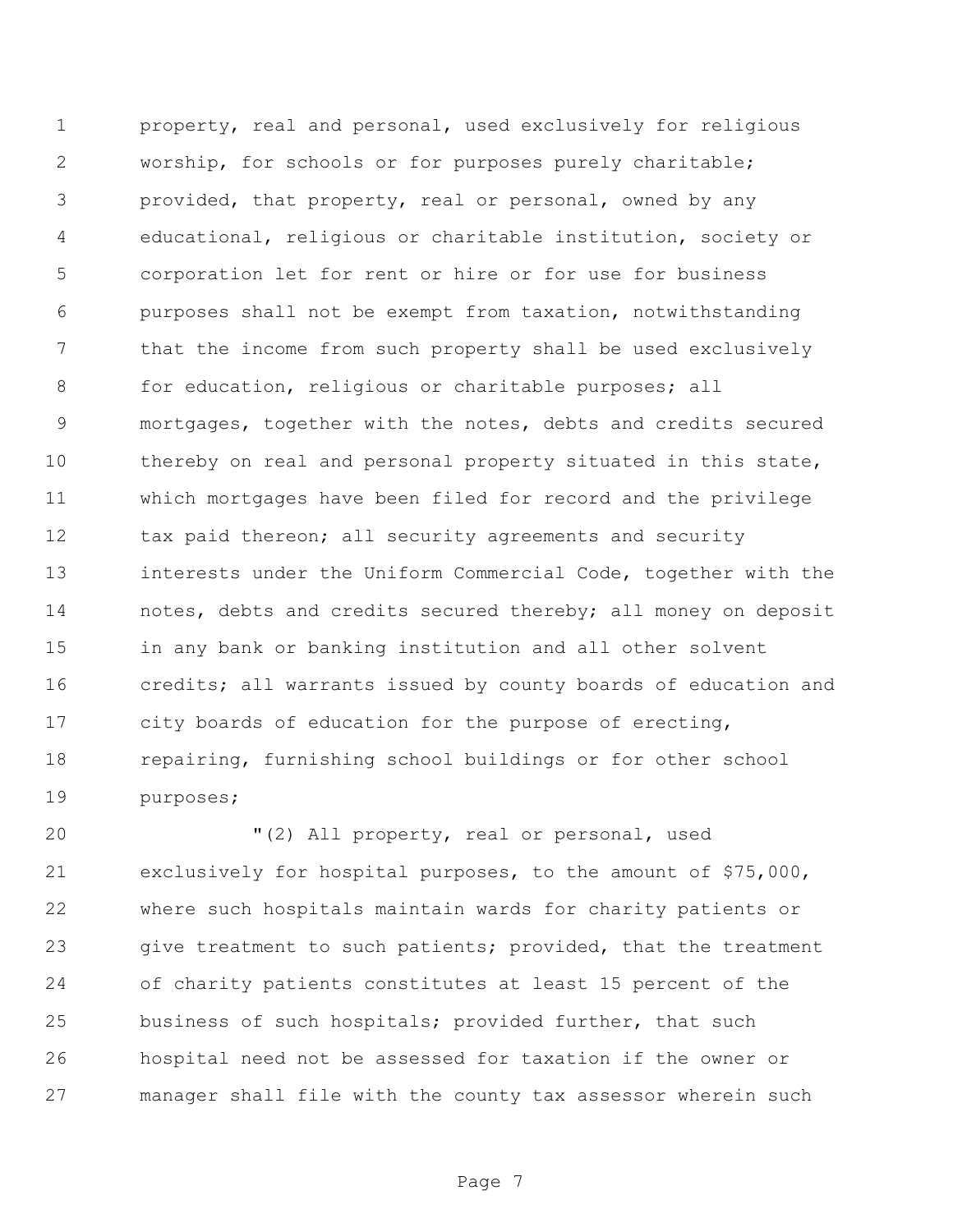property, real and personal, used exclusively for religious worship, for schools or for purposes purely charitable; provided, that property, real or personal, owned by any educational, religious or charitable institution, society or corporation let for rent or hire or for use for business purposes shall not be exempt from taxation, notwithstanding that the income from such property shall be used exclusively for education, religious or charitable purposes; all mortgages, together with the notes, debts and credits secured thereby on real and personal property situated in this state, which mortgages have been filed for record and the privilege tax paid thereon; all security agreements and security interests under the Uniform Commercial Code, together with the notes, debts and credits secured thereby; all money on deposit in any bank or banking institution and all other solvent credits; all warrants issued by county boards of education and city boards of education for the purpose of erecting, repairing, furnishing school buildings or for other school purposes;

"(2) All property, real or personal, used exclusively for hospital purposes, to the amount of $75,000, where such hospitals maintain wards for charity patients or give treatment to such patients; provided, that the treatment of charity patients constitutes at least 15 percent of the business of such hospitals; provided further, that such hospital need not be assessed for taxation if the owner or manager shall file with the county tax assessor wherein such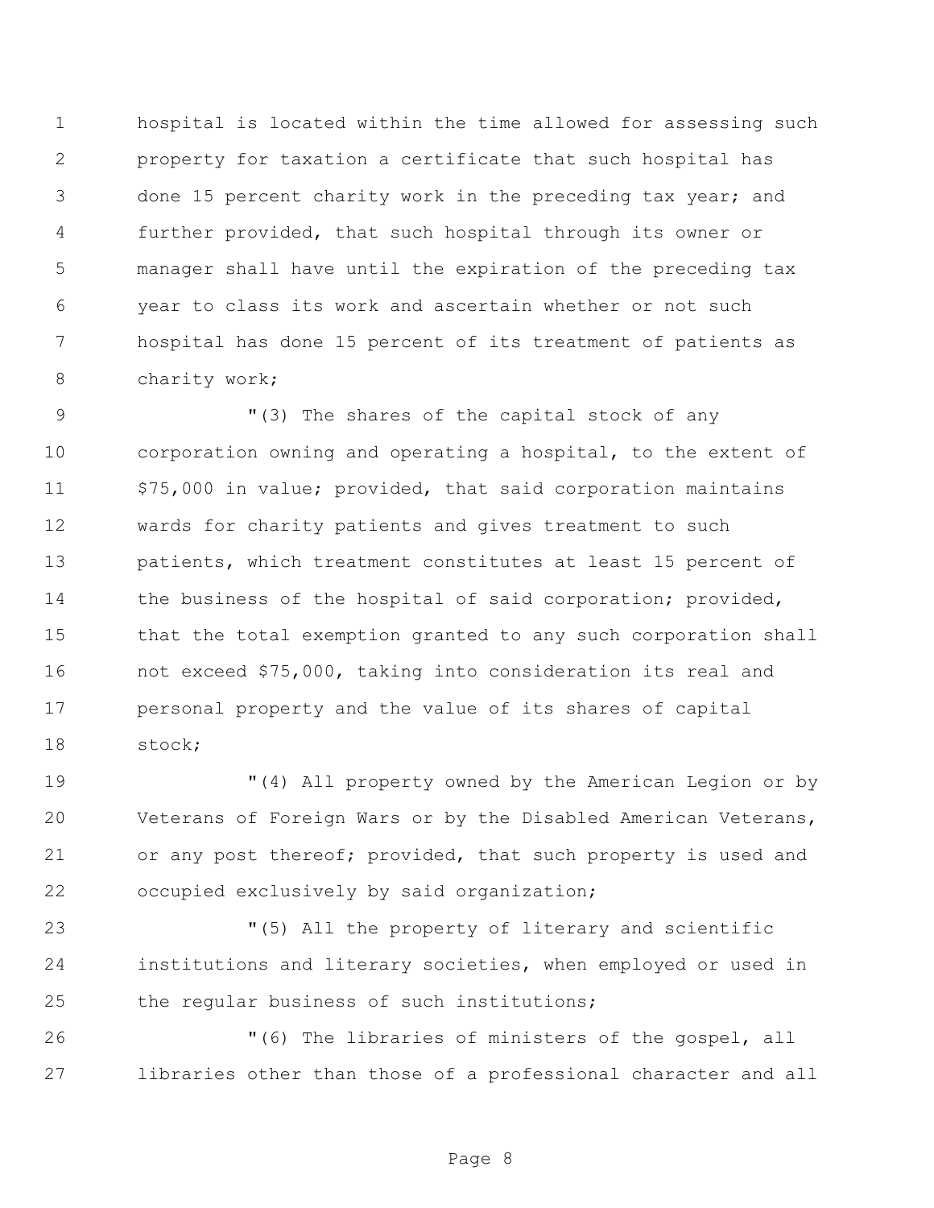hospital is located within the time allowed for assessing such property for taxation a certificate that such hospital has done 15 percent charity work in the preceding tax year; and further provided, that such hospital through its owner or manager shall have until the expiration of the preceding tax year to class its work and ascertain whether or not such hospital has done 15 percent of its treatment of patients as charity work;

"(3) The shares of the capital stock of any corporation owning and operating a hospital, to the extent of $75,000 in value; provided, that said corporation maintains wards for charity patients and gives treatment to such patients, which treatment constitutes at least 15 percent of the business of the hospital of said corporation; provided, that the total exemption granted to any such corporation shall not exceed $75,000, taking into consideration its real and personal property and the value of its shares of capital stock;

"(4) All property owned by the American Legion or by Veterans of Foreign Wars or by the Disabled American Veterans, or any post thereof; provided, that such property is used and occupied exclusively by said organization;

"(5) All the property of literary and scientific institutions and literary societies, when employed or used in the regular business of such institutions;

"(6) The libraries of ministers of the gospel, all libraries other than those of a professional character and all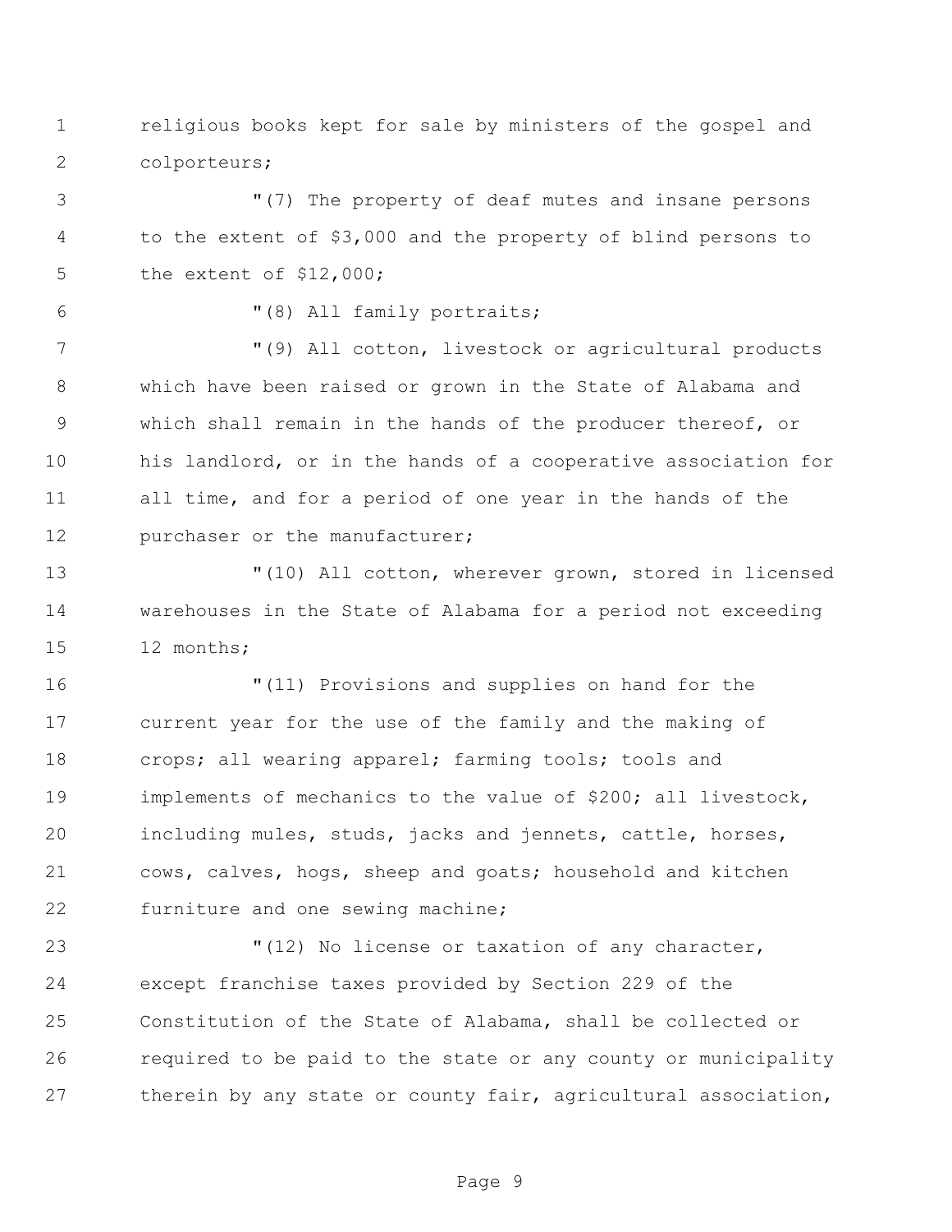religious books kept for sale by ministers of the gospel and colporteurs;

"(7) The property of deaf mutes and insane persons to the extent of $3,000 and the property of blind persons to the extent of $12,000;

"(8) All family portraits;

"(9) All cotton, livestock or agricultural products which have been raised or grown in the State of Alabama and which shall remain in the hands of the producer thereof, or his landlord, or in the hands of a cooperative association for all time, and for a period of one year in the hands of the purchaser or the manufacturer;

"(10) All cotton, wherever grown, stored in licensed warehouses in the State of Alabama for a period not exceeding 12 months;

"(11) Provisions and supplies on hand for the current year for the use of the family and the making of crops; all wearing apparel; farming tools; tools and implements of mechanics to the value of $200; all livestock, including mules, studs, jacks and jennets, cattle, horses, cows, calves, hogs, sheep and goats; household and kitchen furniture and one sewing machine;

"(12) No license or taxation of any character, except franchise taxes provided by Section 229 of the Constitution of the State of Alabama, shall be collected or required to be paid to the state or any county or municipality therein by any state or county fair, agricultural association,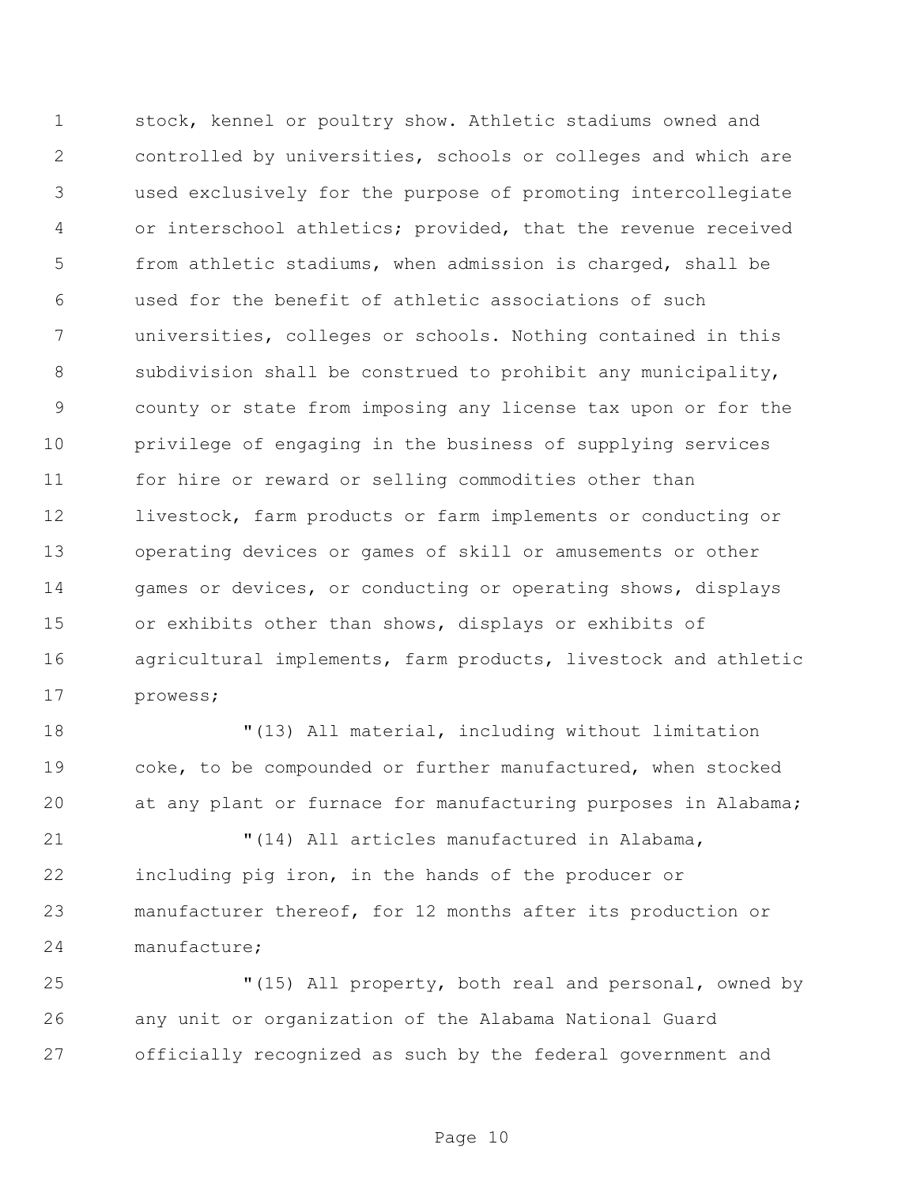stock, kennel or poultry show. Athletic stadiums owned and controlled by universities, schools or colleges and which are used exclusively for the purpose of promoting intercollegiate or interschool athletics; provided, that the revenue received from athletic stadiums, when admission is charged, shall be used for the benefit of athletic associations of such universities, colleges or schools. Nothing contained in this subdivision shall be construed to prohibit any municipality, county or state from imposing any license tax upon or for the privilege of engaging in the business of supplying services for hire or reward or selling commodities other than livestock, farm products or farm implements or conducting or operating devices or games of skill or amusements or other games or devices, or conducting or operating shows, displays or exhibits other than shows, displays or exhibits of agricultural implements, farm products, livestock and athletic prowess;

"(13) All material, including without limitation coke, to be compounded or further manufactured, when stocked at any plant or furnace for manufacturing purposes in Alabama;

"(14) All articles manufactured in Alabama, including pig iron, in the hands of the producer or manufacturer thereof, for 12 months after its production or manufacture;

"(15) All property, both real and personal, owned by any unit or organization of the Alabama National Guard officially recognized as such by the federal government and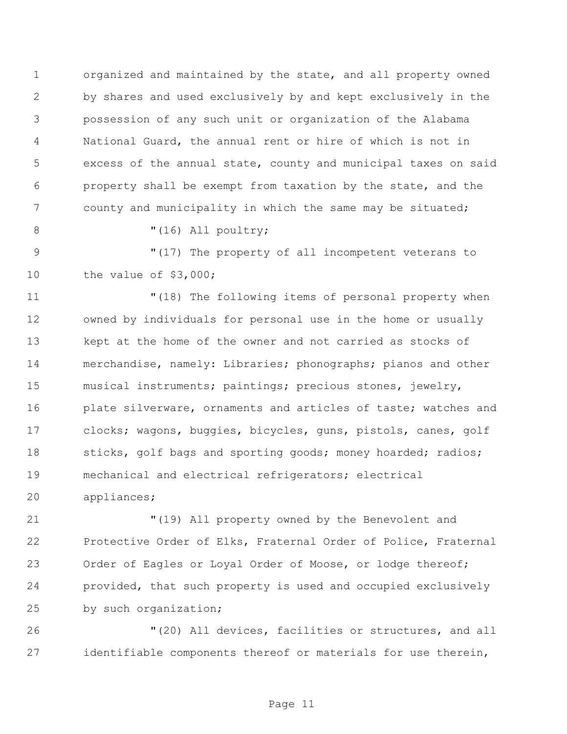organized and maintained by the state, and all property owned by shares and used exclusively by and kept exclusively in the possession of any such unit or organization of the Alabama National Guard, the annual rent or hire of which is not in excess of the annual state, county and municipal taxes on said property shall be exempt from taxation by the state, and the county and municipality in which the same may be situated;

"(16) All poultry;

"(17) The property of all incompetent veterans to the value of $3,000;

"(18) The following items of personal property when owned by individuals for personal use in the home or usually kept at the home of the owner and not carried as stocks of merchandise, namely: Libraries; phonographs; pianos and other musical instruments; paintings; precious stones, jewelry, plate silverware, ornaments and articles of taste; watches and clocks; wagons, buggies, bicycles, guns, pistols, canes, golf sticks, golf bags and sporting goods; money hoarded; radios; mechanical and electrical refrigerators; electrical appliances;

"(19) All property owned by the Benevolent and Protective Order of Elks, Fraternal Order of Police, Fraternal Order of Eagles or Loyal Order of Moose, or lodge thereof; provided, that such property is used and occupied exclusively by such organization;

"(20) All devices, facilities or structures, and all identifiable components thereof or materials for use therein,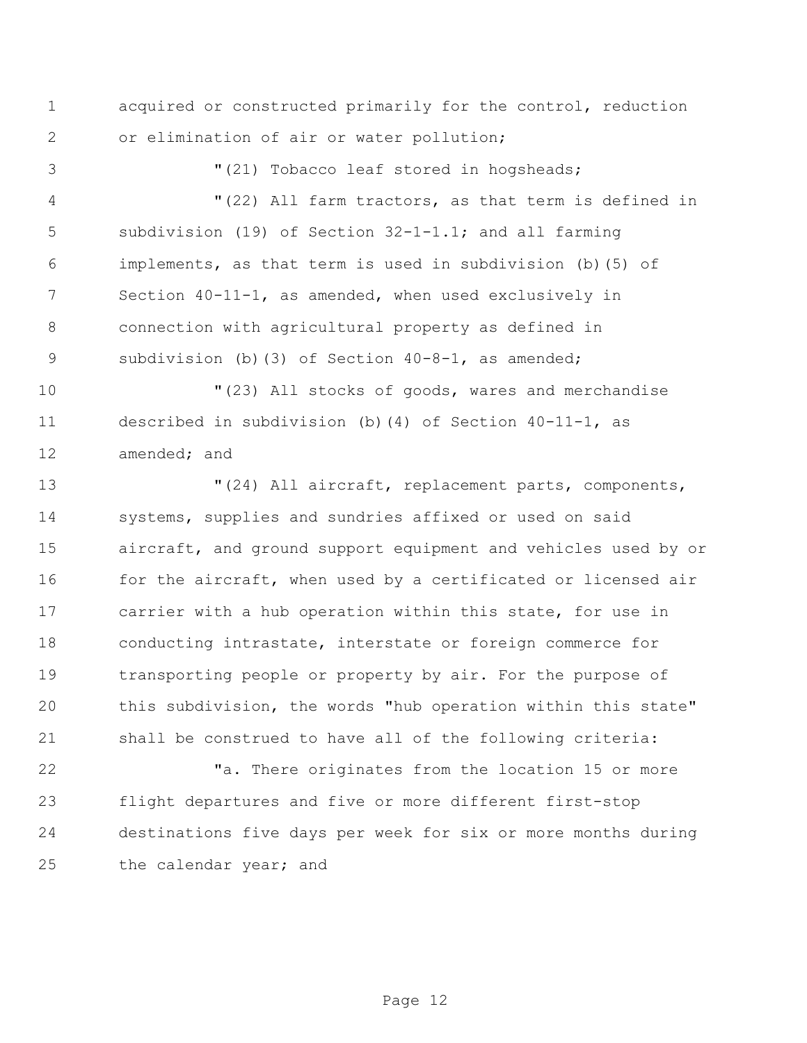acquired or constructed primarily for the control, reduction or elimination of air or water pollution;

"(21) Tobacco leaf stored in hogsheads;

"(22) All farm tractors, as that term is defined in subdivision (19) of Section 32-1-1.1; and all farming implements, as that term is used in subdivision (b)(5) of Section 40-11-1, as amended, when used exclusively in connection with agricultural property as defined in subdivision (b)(3) of Section 40-8-1, as amended;

"(23) All stocks of goods, wares and merchandise described in subdivision (b)(4) of Section 40-11-1, as amended; and

"(24) All aircraft, replacement parts, components, systems, supplies and sundries affixed or used on said aircraft, and ground support equipment and vehicles used by or for the aircraft, when used by a certificated or licensed air carrier with a hub operation within this state, for use in conducting intrastate, interstate or foreign commerce for transporting people or property by air. For the purpose of this subdivision, the words "hub operation within this state" shall be construed to have all of the following criteria:

"a. There originates from the location 15 or more flight departures and five or more different first-stop destinations five days per week for six or more months during the calendar year; and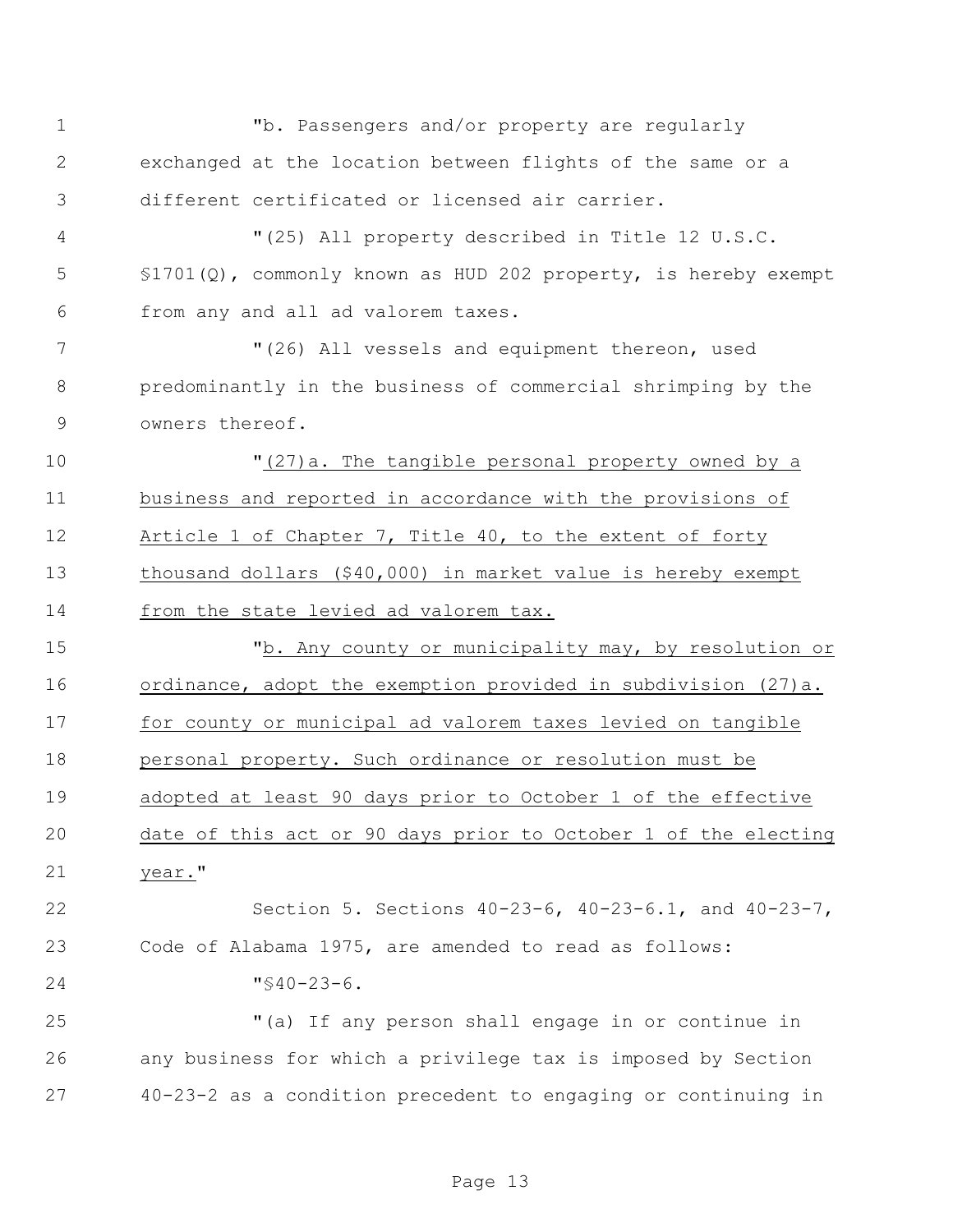"b. Passengers and/or property are regularly exchanged at the location between flights of the same or a different certificated or licensed air carrier.

"(25) All property described in Title 12 U.S.C. §1701(Q), commonly known as HUD 202 property, is hereby exempt from any and all ad valorem taxes.

"(26) All vessels and equipment thereon, used predominantly in the business of commercial shrimping by the owners thereof.

"(27)a. The tangible personal property owned by a business and reported in accordance with the provisions of Article 1 of Chapter 7, Title 40, to the extent of forty thousand dollars ($40,000) in market value is hereby exempt from the state levied ad valorem tax.

"b. Any county or municipality may, by resolution or ordinance, adopt the exemption provided in subdivision (27)a. for county or municipal ad valorem taxes levied on tangible personal property. Such ordinance or resolution must be adopted at least 90 days prior to October 1 of the effective date of this act or 90 days prior to October 1 of the electing year."

Section 5. Sections 40-23-6, 40-23-6.1, and 40-23-7, Code of Alabama 1975, are amended to read as follows:

"§40-23-6.

"(a) If any person shall engage in or continue in any business for which a privilege tax is imposed by Section 40-23-2 as a condition precedent to engaging or continuing in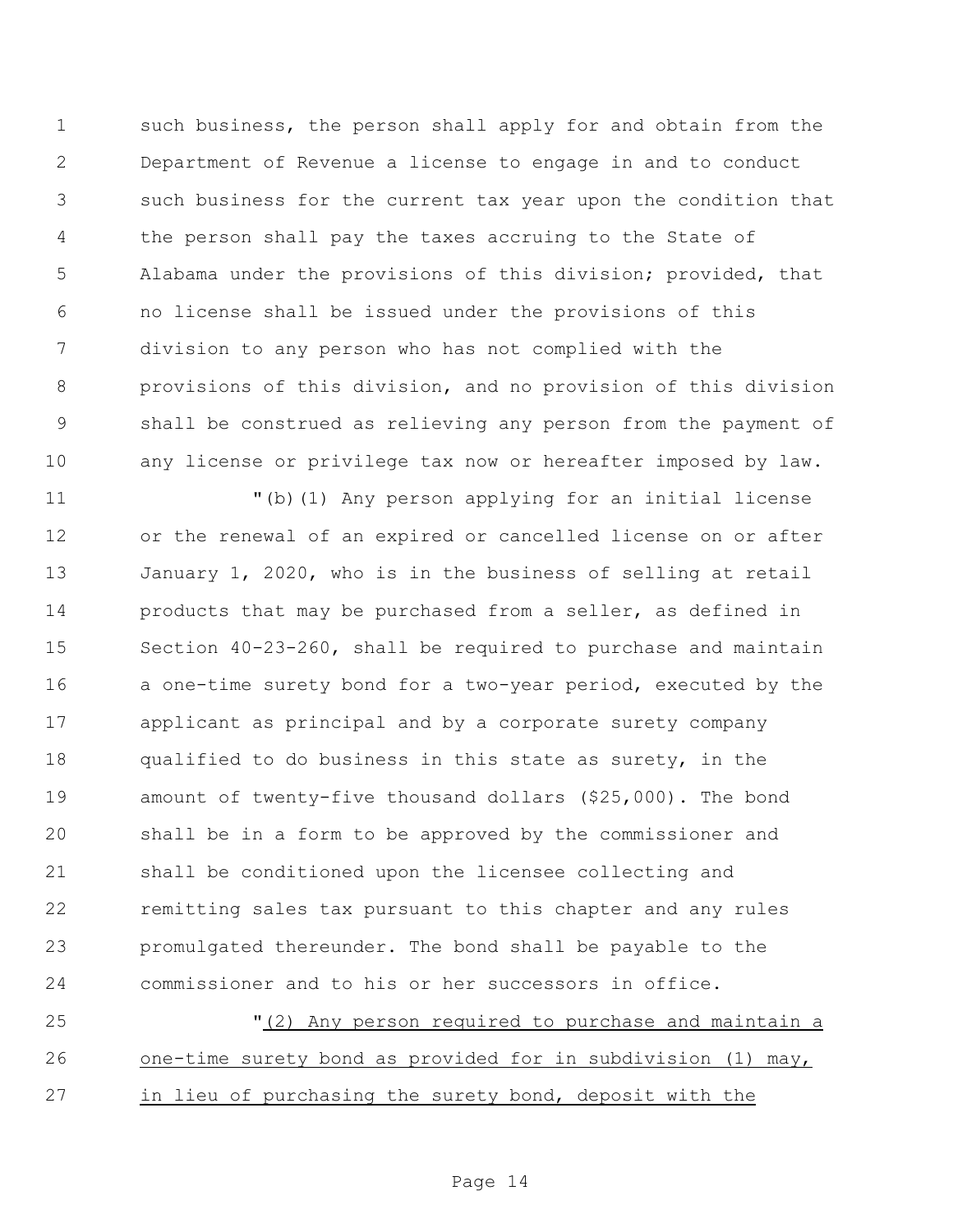such business, the person shall apply for and obtain from the Department of Revenue a license to engage in and to conduct such business for the current tax year upon the condition that the person shall pay the taxes accruing to the State of Alabama under the provisions of this division; provided, that no license shall be issued under the provisions of this division to any person who has not complied with the provisions of this division, and no provision of this division shall be construed as relieving any person from the payment of any license or privilege tax now or hereafter imposed by law.

"(b)(1) Any person applying for an initial license or the renewal of an expired or cancelled license on or after January 1, 2020, who is in the business of selling at retail products that may be purchased from a seller, as defined in Section 40-23-260, shall be required to purchase and maintain a one-time surety bond for a two-year period, executed by the applicant as principal and by a corporate surety company qualified to do business in this state as surety, in the amount of twenty-five thousand dollars ($25,000). The bond shall be in a form to be approved by the commissioner and shall be conditioned upon the licensee collecting and remitting sales tax pursuant to this chapter and any rules promulgated thereunder. The bond shall be payable to the commissioner and to his or her successors in office.

"<u>(2) Any person required to purchase and maintain a one-time surety bond as provided for in subdivision (1) may, in lieu of purchasing the surety bond, deposit with the</u>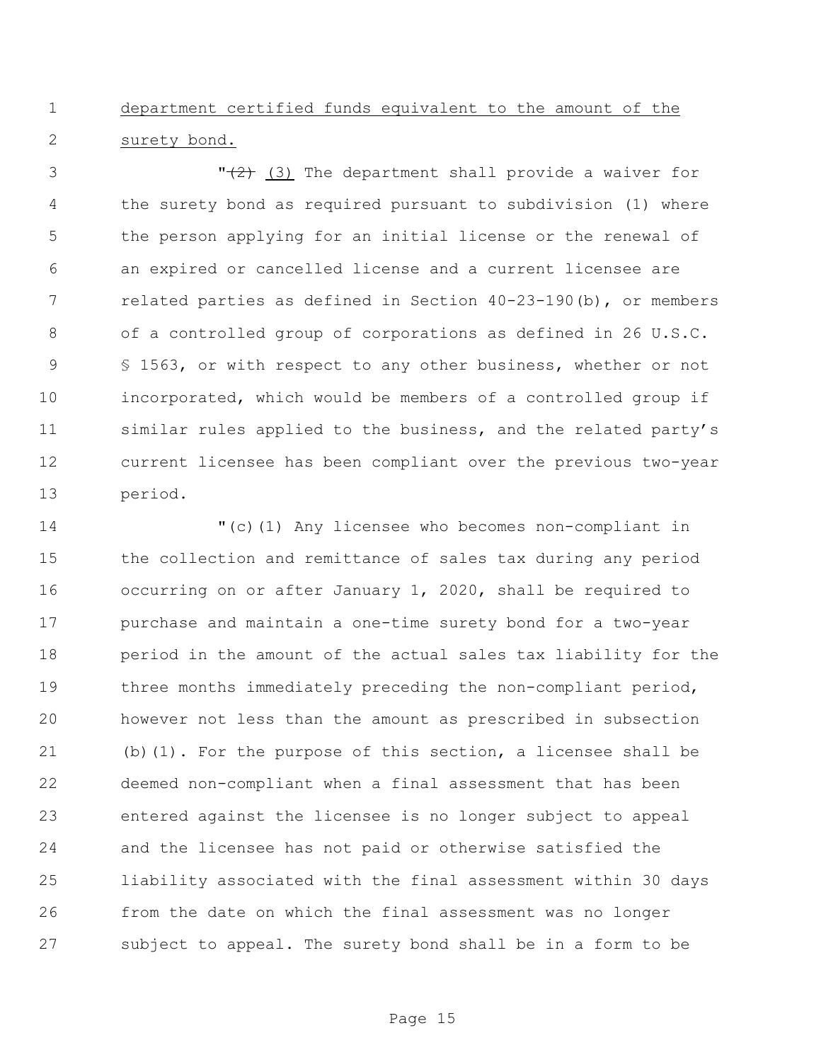department certified funds equivalent to the amount of the surety bond.

"~~(2)~~ (3) The department shall provide a waiver for the surety bond as required pursuant to subdivision (1) where the person applying for an initial license or the renewal of an expired or cancelled license and a current licensee are related parties as defined in Section 40-23-190(b), or members of a controlled group of corporations as defined in 26 U.S.C. § 1563, or with respect to any other business, whether or not incorporated, which would be members of a controlled group if similar rules applied to the business, and the related party's current licensee has been compliant over the previous two-year period.

"(c)(1) Any licensee who becomes non-compliant in the collection and remittance of sales tax during any period occurring on or after January 1, 2020, shall be required to purchase and maintain a one-time surety bond for a two-year period in the amount of the actual sales tax liability for the three months immediately preceding the non-compliant period, however not less than the amount as prescribed in subsection (b)(1). For the purpose of this section, a licensee shall be deemed non-compliant when a final assessment that has been entered against the licensee is no longer subject to appeal and the licensee has not paid or otherwise satisfied the liability associated with the final assessment within 30 days from the date on which the final assessment was no longer subject to appeal. The surety bond shall be in a form to be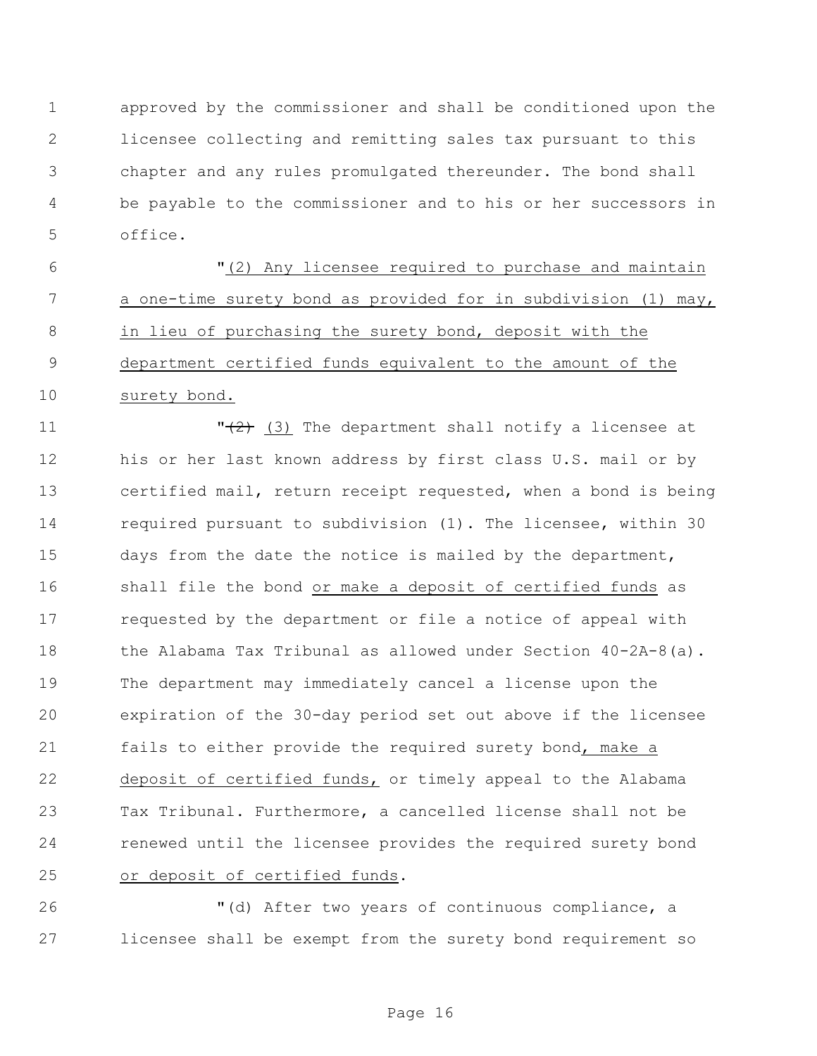approved by the commissioner and shall be conditioned upon the licensee collecting and remitting sales tax pursuant to this chapter and any rules promulgated thereunder. The bond shall be payable to the commissioner and to his or her successors in office.

"<u>(2) Any licensee required to purchase and maintain a one-time surety bond as provided for in subdivision (1) may, in lieu of purchasing the surety bond, deposit with the department certified funds equivalent to the amount of the surety bond.</u>

"~~(2)~~ <u>(3)</u> The department shall notify a licensee at his or her last known address by first class U.S. mail or by certified mail, return receipt requested, when a bond is being required pursuant to subdivision (1). The licensee, within 30 days from the date the notice is mailed by the department, shall file the bond <u>or make a deposit of certified funds</u> as requested by the department or file a notice of appeal with the Alabama Tax Tribunal as allowed under Section 40-2A-8(a). The department may immediately cancel a license upon the expiration of the 30-day period set out above if the licensee fails to either provide the required surety bond<u>, make a deposit of certified funds,</u> or timely appeal to the Alabama Tax Tribunal. Furthermore, a cancelled license shall not be renewed until the licensee provides the required surety bond <u>or deposit of certified funds</u>.

"(d) After two years of continuous compliance, a licensee shall be exempt from the surety bond requirement so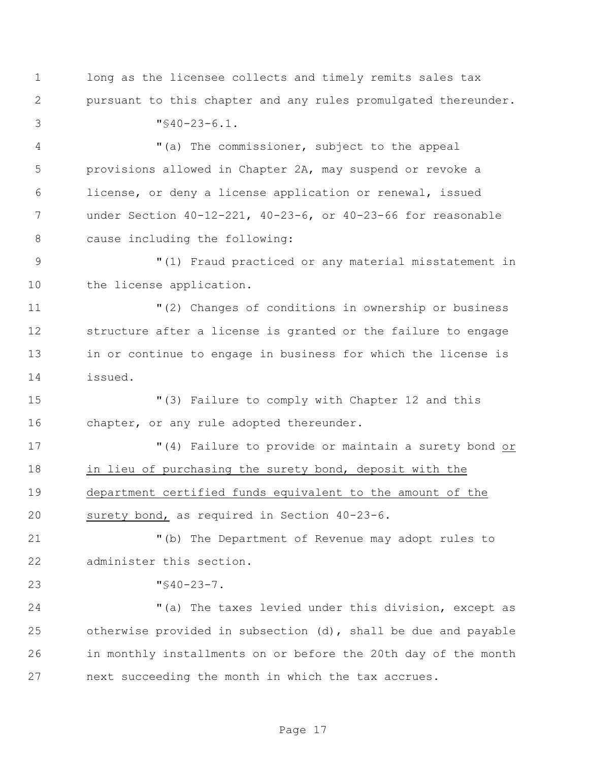long as the licensee collects and timely remits sales tax pursuant to this chapter and any rules promulgated thereunder.

"§40-23-6.1.

"(a) The commissioner, subject to the appeal provisions allowed in Chapter 2A, may suspend or revoke a license, or deny a license application or renewal, issued under Section 40-12-221, 40-23-6, or 40-23-66 for reasonable cause including the following:

"(1) Fraud practiced or any material misstatement in the license application.

"(2) Changes of conditions in ownership or business structure after a license is granted or the failure to engage in or continue to engage in business for which the license is issued.

"(3) Failure to comply with Chapter 12 and this chapter, or any rule adopted thereunder.

"(4) Failure to provide or maintain a surety bond <u>or in lieu of purchasing the surety bond, deposit with the department certified funds equivalent to the amount of the surety bond,</u> as required in Section 40-23-6.

"(b) The Department of Revenue may adopt rules to administer this section.

"§40-23-7.

"(a) The taxes levied under this division, except as otherwise provided in subsection (d), shall be due and payable in monthly installments on or before the 20th day of the month next succeeding the month in which the tax accrues.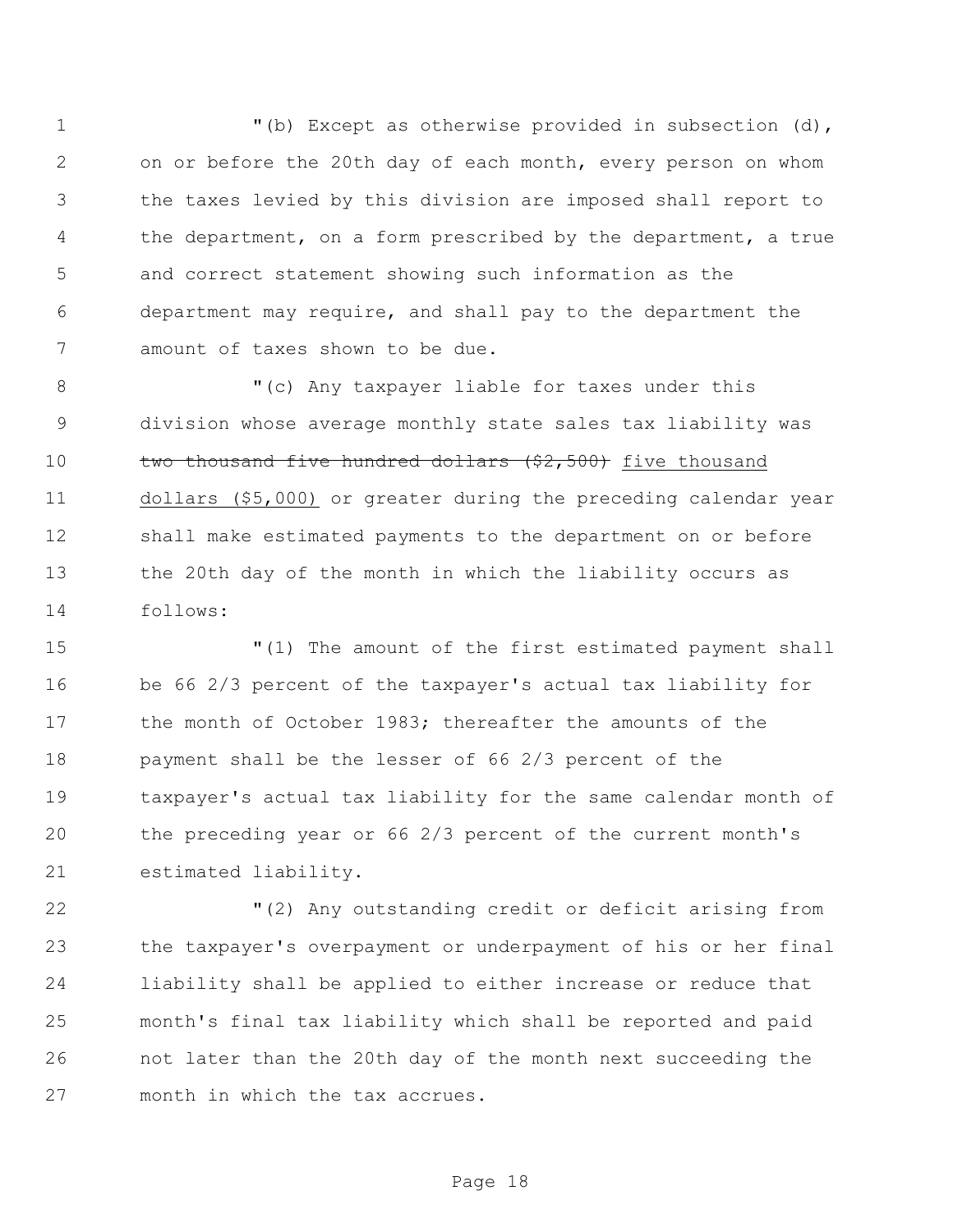"(b) Except as otherwise provided in subsection (d), on or before the 20th day of each month, every person on whom the taxes levied by this division are imposed shall report to the department, on a form prescribed by the department, a true and correct statement showing such information as the department may require, and shall pay to the department the amount of taxes shown to be due.

"(c) Any taxpayer liable for taxes under this division whose average monthly state sales tax liability was ~~two thousand five hundred dollars ($2,500)~~ <u>five thousand dollars ($5,000)</u> or greater during the preceding calendar year shall make estimated payments to the department on or before the 20th day of the month in which the liability occurs as follows:

"(1) The amount of the first estimated payment shall be 66 2/3 percent of the taxpayer's actual tax liability for the month of October 1983; thereafter the amounts of the payment shall be the lesser of 66 2/3 percent of the taxpayer's actual tax liability for the same calendar month of the preceding year or 66 2/3 percent of the current month's estimated liability.

"(2) Any outstanding credit or deficit arising from the taxpayer's overpayment or underpayment of his or her final liability shall be applied to either increase or reduce that month's final tax liability which shall be reported and paid not later than the 20th day of the month next succeeding the month in which the tax accrues.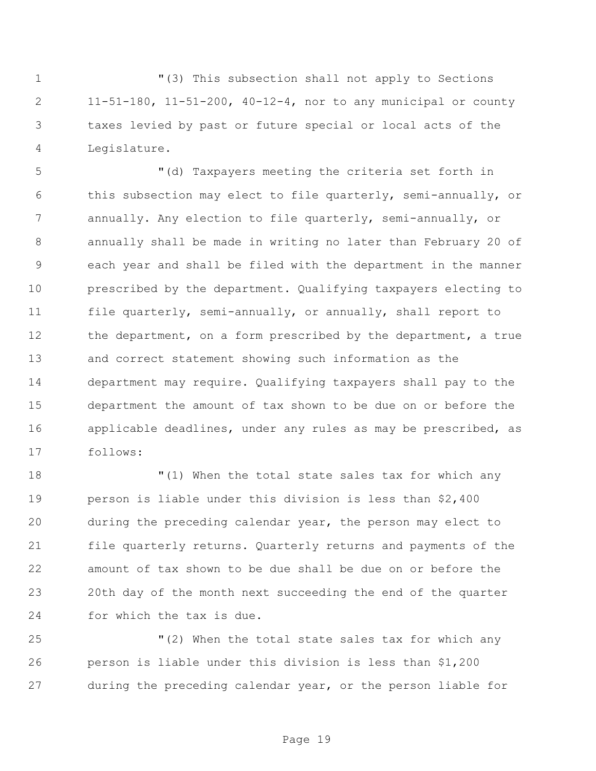"(3) This subsection shall not apply to Sections 11-51-180, 11-51-200, 40-12-4, nor to any municipal or county taxes levied by past or future special or local acts of the Legislature.

"(d) Taxpayers meeting the criteria set forth in this subsection may elect to file quarterly, semi-annually, or annually. Any election to file quarterly, semi-annually, or annually shall be made in writing no later than February 20 of each year and shall be filed with the department in the manner prescribed by the department. Qualifying taxpayers electing to file quarterly, semi-annually, or annually, shall report to the department, on a form prescribed by the department, a true and correct statement showing such information as the department may require. Qualifying taxpayers shall pay to the department the amount of tax shown to be due on or before the applicable deadlines, under any rules as may be prescribed, as follows:

"(1) When the total state sales tax for which any person is liable under this division is less than $2,400 during the preceding calendar year, the person may elect to file quarterly returns. Quarterly returns and payments of the amount of tax shown to be due shall be due on or before the 20th day of the month next succeeding the end of the quarter for which the tax is due.

"(2) When the total state sales tax for which any person is liable under this division is less than $1,200 during the preceding calendar year, or the person liable for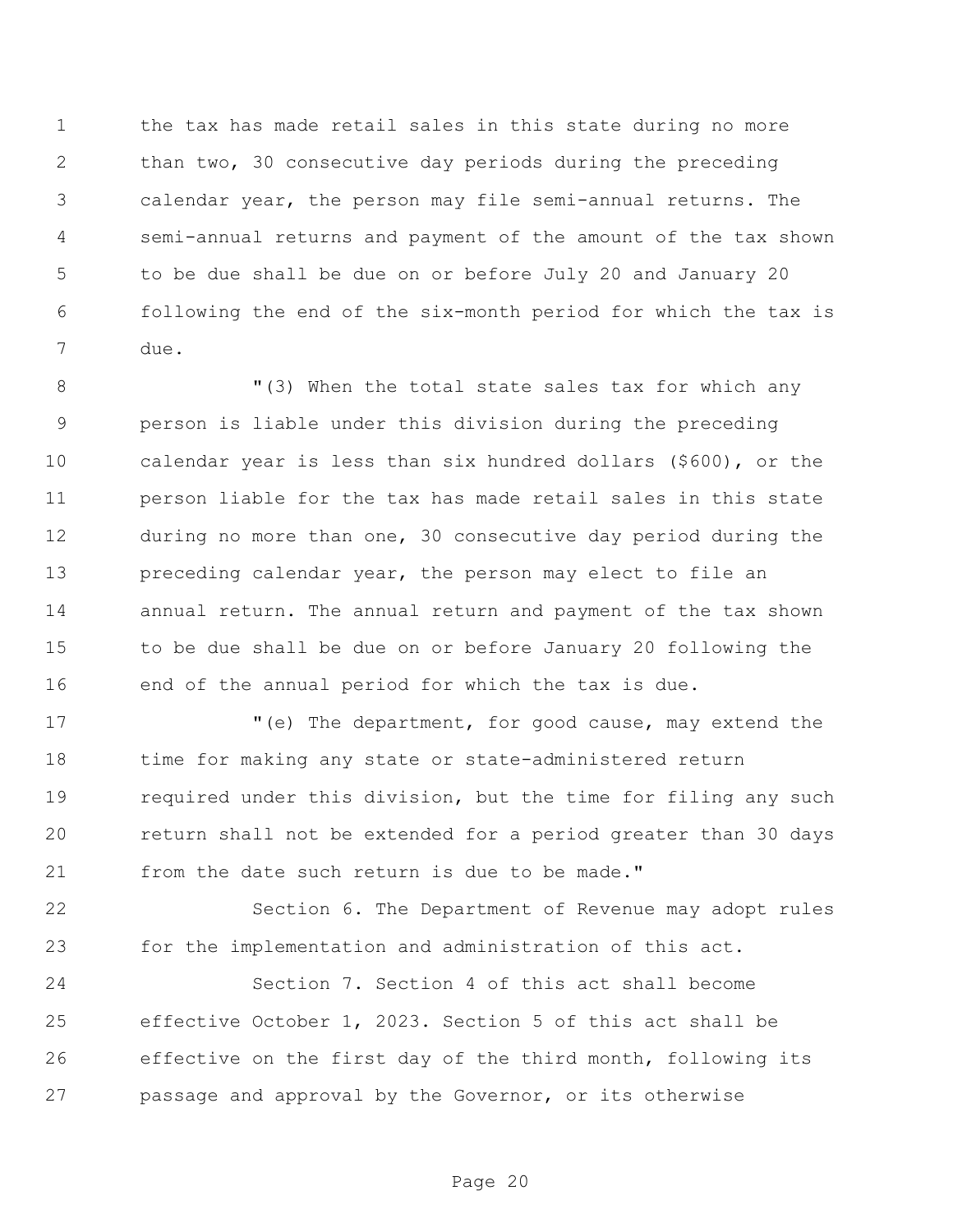the tax has made retail sales in this state during no more than two, 30 consecutive day periods during the preceding calendar year, the person may file semi-annual returns. The semi-annual returns and payment of the amount of the tax shown to be due shall be due on or before July 20 and January 20 following the end of the six-month period for which the tax is due.

"(3) When the total state sales tax for which any person is liable under this division during the preceding calendar year is less than six hundred dollars ($600), or the person liable for the tax has made retail sales in this state during no more than one, 30 consecutive day period during the preceding calendar year, the person may elect to file an annual return. The annual return and payment of the tax shown to be due shall be due on or before January 20 following the end of the annual period for which the tax is due.

"(e) The department, for good cause, may extend the time for making any state or state-administered return required under this division, but the time for filing any such return shall not be extended for a period greater than 30 days from the date such return is due to be made."

Section 6. The Department of Revenue may adopt rules for the implementation and administration of this act.

Section 7. Section 4 of this act shall become effective October 1, 2023. Section 5 of this act shall be effective on the first day of the third month, following its passage and approval by the Governor, or its otherwise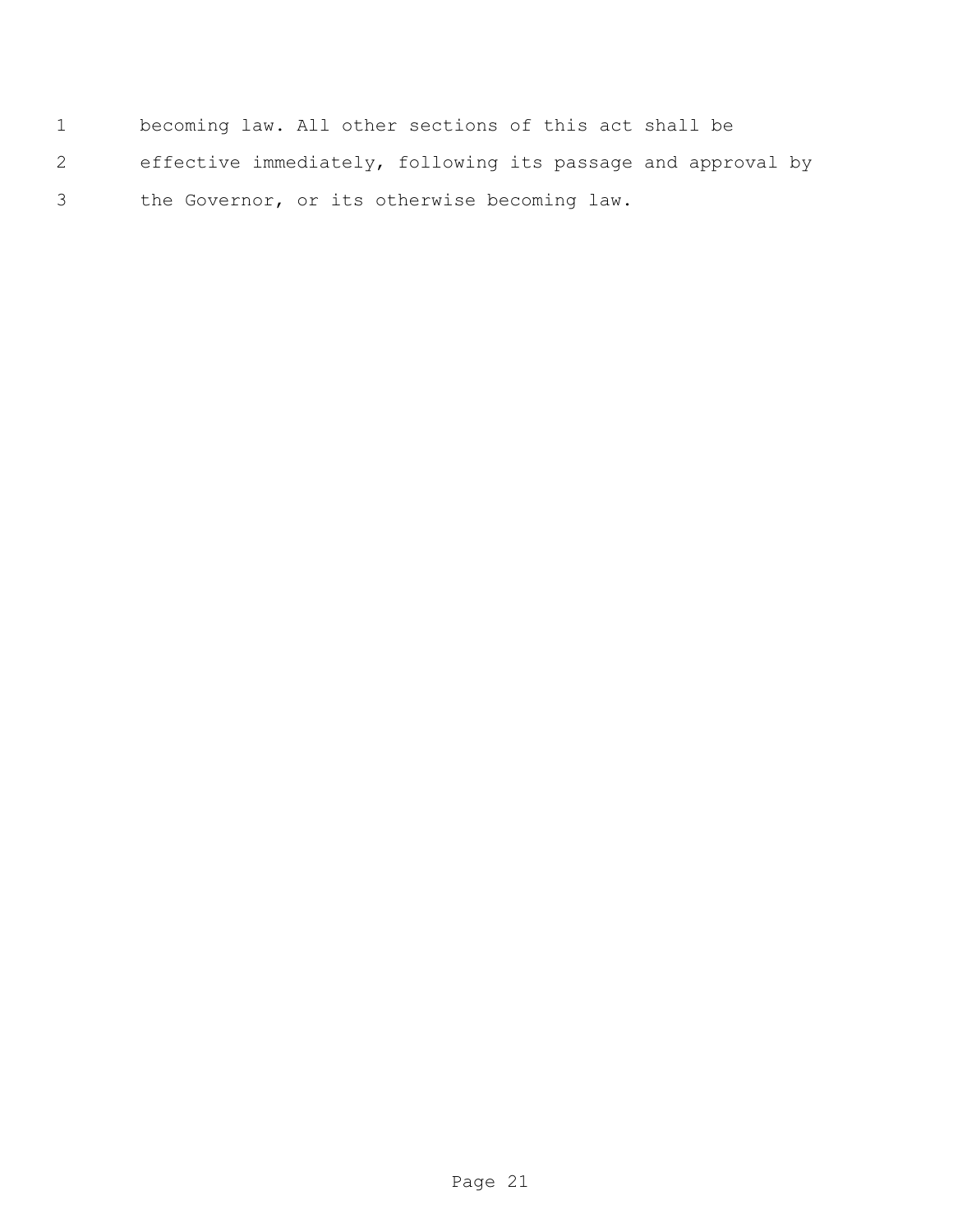becoming law. All other sections of this act shall be effective immediately, following its passage and approval by the Governor, or its otherwise becoming law.